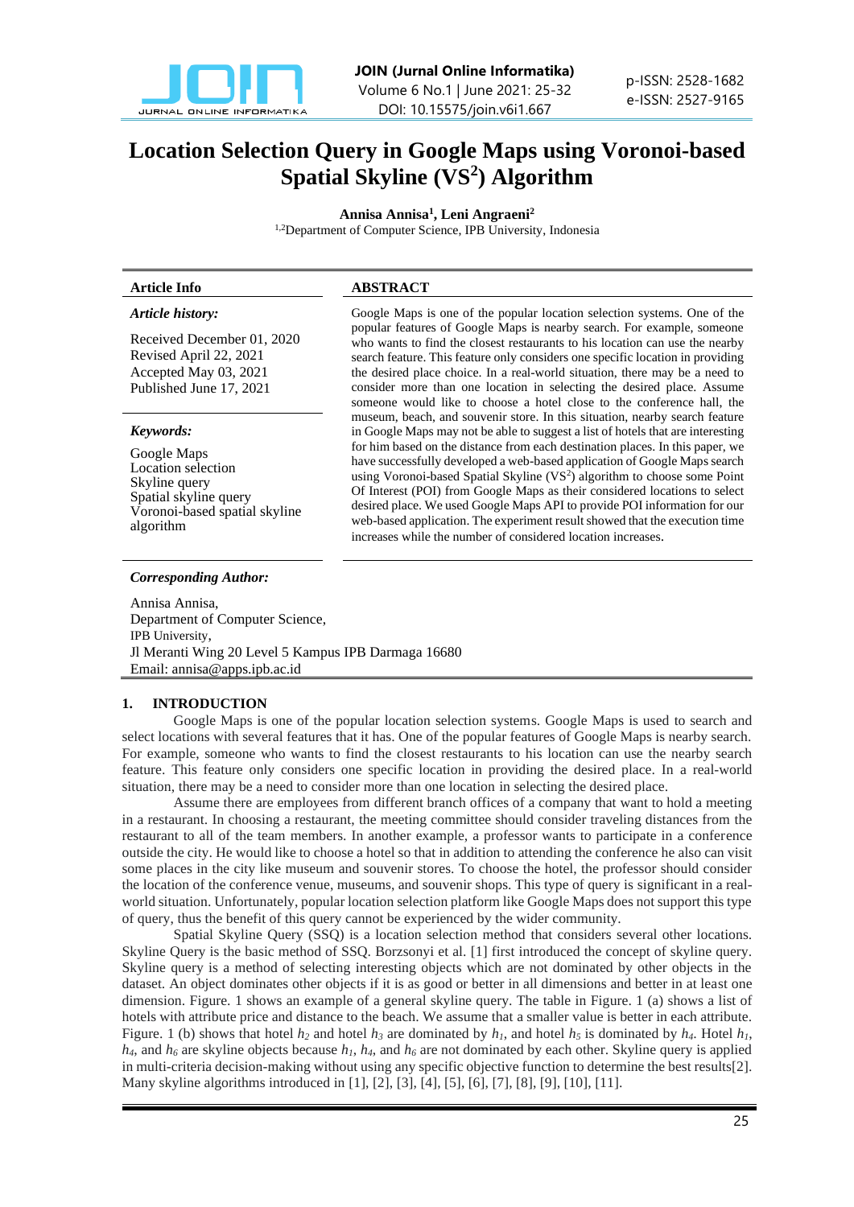# Location Selection Query in Google Maps using Voronoi-based Spatial Skyline ($VS^2$) Algorithm

**Annisa Annisa[1], Leni Angraeni[2]**

[1,2]Department of Computer Science, IPB University, Indonesia

## Article Info

*Article history:*

Received December 01, 2020
Revised April 22, 2021
Accepted May 03, 2021
Published June 17, 2021

*Keywords:*

Google Maps
Location selection
Skyline query
Spatial skyline query
Voronoi-based spatial skyline algorithm

## ABSTRACT

Google Maps is one of the popular location selection systems. One of the popular features of Google Maps is nearby search. For example, someone who wants to find the closest restaurants to his location can use the nearby search feature. This feature only considers one specific location in providing the desired place choice. In a real-world situation, there may be a need to consider more than one location in selecting the desired place. Assume someone would like to choose a hotel close to the conference hall, the museum, beach, and souvenir store. In this situation, nearby search feature in Google Maps may not be able to suggest a list of hotels that are interesting for him based on the distance from each destination places. In this paper, we have successfully developed a web-based application of Google Maps search using Voronoi-based Spatial Skyline ($VS^2$) algorithm to choose some Point Of Interest (POI) from Google Maps as their considered locations to select desired place. We used Google Maps API to provide POI information for our web-based application. The experiment result showed that the execution time increases while the number of considered location increases.

*Corresponding Author:*

Annisa Annisa,
Department of Computer Science,
IPB University,
Jl Meranti Wing 20 Level 5 Kampus IPB Darmaga 16680
Email: annisa@apps.ipb.ac.id

## 1. INTRODUCTION

Google Maps is one of the popular location selection systems. Google Maps is used to search and select locations with several features that it has. One of the popular features of Google Maps is nearby search. For example, someone who wants to find the closest restaurants to his location can use the nearby search feature. This feature only considers one specific location in providing the desired place. In a real-world situation, there may be a need to consider more than one location in selecting the desired place.

Assume there are employees from different branch offices of a company that want to hold a meeting in a restaurant. In choosing a restaurant, the meeting committee should consider traveling distances from the restaurant to all of the team members. In another example, a professor wants to participate in a conference outside the city. He would like to choose a hotel so that in addition to attending the conference he also can visit some places in the city like museum and souvenir stores. To choose the hotel, the professor should consider the location of the conference venue, museums, and souvenir shops. This type of query is significant in a real-world situation. Unfortunately, popular location selection platform like Google Maps does not support this type of query, thus the benefit of this query cannot be experienced by the wider community.

Spatial Skyline Query (SSQ) is a location selection method that considers several other locations. Skyline Query is the basic method of SSQ. Borzsonyi et al. [1] first introduced the concept of skyline query. Skyline query is a method of selecting interesting objects which are not dominated by other objects in the dataset. An object dominates other objects if it is as good or better in all dimensions and better in at least one dimension. Figure. 1 shows an example of a general skyline query. The table in Figure. 1 (a) shows a list of hotels with attribute price and distance to the beach. We assume that a smaller value is better in each attribute. Figure. 1 (b) shows that hotel $h_2$ and hotel $h_3$ are dominated by $h_1$, and hotel $h_5$ is dominated by $h_4$. Hotel $h_1$, $h_4$, and $h_6$ are skyline objects because $h_1$, $h_4$, and $h_6$ are not dominated by each other. Skyline query is applied in multi-criteria decision-making without using any specific objective function to determine the best results[2]. Many skyline algorithms introduced in [1], [2], [3], [4], [5], [6], [7], [8], [9], [10], [11].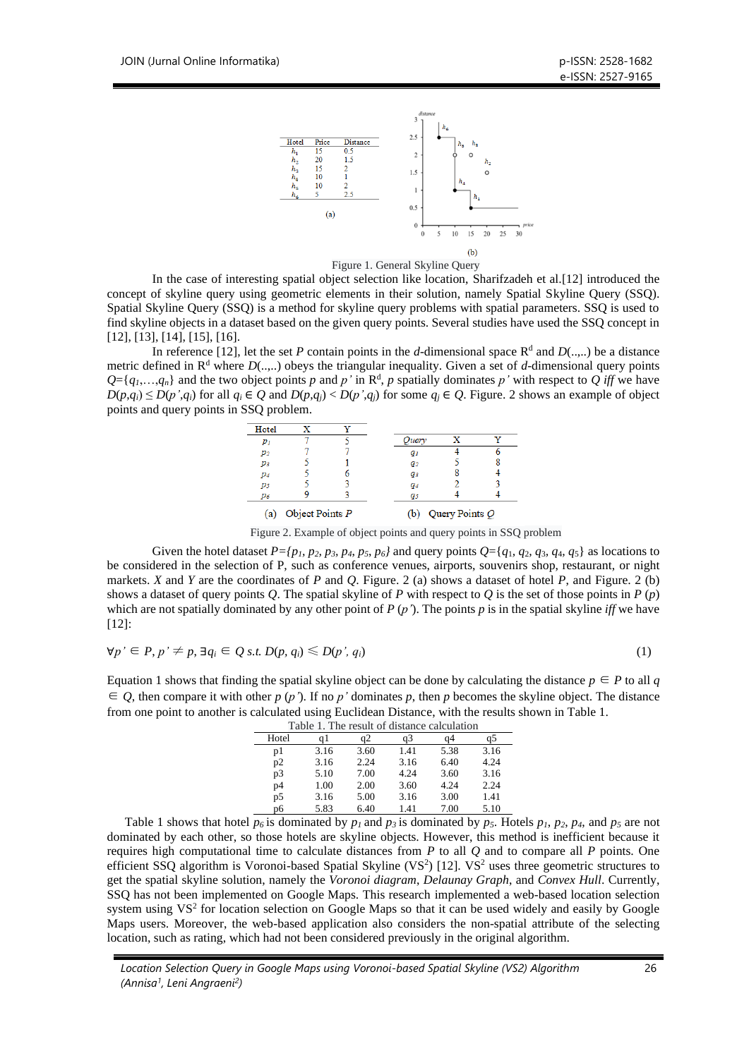| Hotel | Price | Distance |
|---|---|---|
| $h_1$ | 15 | 0.5 |
| $h_2$ | 20 | 1.5 |
| $h_3$ | 15 | 2 |
| $h_4$ | 10 | 1 |
| $h_5$ | 10 | 2 |
| $h_6$ | 5 | 2.5 |

(a)

(b)

Figure 1. General Skyline Query

In the case of interesting spatial object selection like location, Sharifzadeh et al.[12] introduced the concept of skyline query using geometric elements in their solution, namely Spatial Skyline Query (SSQ). Spatial Skyline Query (SSQ) is a method for skyline query problems with spatial parameters. SSQ is used to find skyline objects in a dataset based on the given query points. Several studies have used the SSQ concept in [12], [13], [14], [15], [16].

In reference [12], let the set $P$ contain points in the $d$-dimensional space $R^d$ and $D(..,..)$ be a distance metric defined in $R^d$ where $D(..,..)$ obeys the triangular inequality. Given a set of $d$-dimensional query points $Q=\{q_1,\ldots,q_n\}$ and the two object points $p$ and $p'$ in $R^d$, $p$ spatially dominates $p'$ with respect to $Q$ *iff* we have $D(p,q_i) \leq D(p',q_i)$ for all $q_i \in Q$ and $D(p,q_j) < D(p',q_j)$ for some $q_j \in Q$. Figure. 2 shows an example of object points and query points in SSQ problem.

| Hotel | X | Y |
|---|---|---|
| $p_1$ | 7 | 5 |
| $p_2$ | 7 | 7 |
| $p_3$ | 5 | 1 |
| $p_4$ | 5 | 6 |
| $p_5$ | 5 | 3 |
| $p_6$ | 9 | 3 |

(a) Object Points $P$

| Query | X | Y |
|---|---|---|
| $q_1$ | 4 | 6 |
| $q_2$ | 5 | 8 |
| $q_3$ | 8 | 4 |
| $q_4$ | 2 | 3 |
| $q_5$ | 4 | 4 |

(b) Query Points $Q$

Figure 2. Example of object points and query points in SSQ problem

Given the hotel dataset $P=\{p_1, p_2, p_3, p_4, p_5, p_6\}$ and query points $Q=\{q_1, q_2, q_3, q_4, q_5\}$ as locations to be considered in the selection of P, such as conference venues, airports, souvenirs shop, restaurant, or night markets. $X$ and $Y$ are the coordinates of $P$ and $Q$. Figure. 2 (a) shows a dataset of hotel $P$, and Figure. 2 (b) shows a dataset of query points $Q$. The spatial skyline of $P$ with respect to $Q$ is the set of those points in $P$ ($p$) which are not spatially dominated by any other point of $P$ ($p'$). The points $p$ is in the spatial skyline *iff* we have [12]:

$$\forall p' \in P, p' \neq p, \exists q_i \in Q \text{ s.t. } D(p, q_i) \leqslant D(p', q_i) \quad (1)$$

Equation 1 shows that finding the spatial skyline object can be done by calculating the distance $p \in P$ to all $q \in Q$, then compare it with other $p$ ($p'$). If no $p'$ dominates $p$, then $p$ becomes the skyline object. The distance from one point to another is calculated using Euclidean Distance, with the results shown in Table 1.

Table 1. The result of distance calculation

| Hotel | q1 | q2 | q3 | q4 | q5 |
|---|---|---|---|---|---|
| p1 | 3.16 | 3.60 | 1.41 | 5.38 | 3.16 |
| p2 | 3.16 | 2.24 | 3.16 | 6.40 | 4.24 |
| p3 | 5.10 | 7.00 | 4.24 | 3.60 | 3.16 |
| p4 | 1.00 | 2.00 | 3.60 | 4.24 | 2.24 |
| p5 | 3.16 | 5.00 | 3.16 | 3.00 | 1.41 |
| p6 | 5.83 | 6.40 | 1.41 | 7.00 | 5.10 |

Table 1 shows that hotel $p_6$ is dominated by $p_1$ and $p_3$ is dominated by $p_5$. Hotels $p_1$, $p_2$, $p_4$, and $p_5$ are not dominated by each other, so those hotels are skyline objects. However, this method is inefficient because it requires high computational time to calculate distances from $P$ to all $Q$ and to compare all $P$ points. One efficient SSQ algorithm is Voronoi-based Spatial Skyline ($VS^2$) [12]. $VS^2$ uses three geometric structures to get the spatial skyline solution, namely the *Voronoi diagram*, *Delaunay Graph*, and *Convex Hull*. Currently, SSQ has not been implemented on Google Maps. This research implemented a web-based location selection system using $VS^2$ for location selection on Google Maps so that it can be used widely and easily by Google Maps users. Moreover, the web-based application also considers the non-spatial attribute of the selecting location, such as rating, which had not been considered previously in the original algorithm.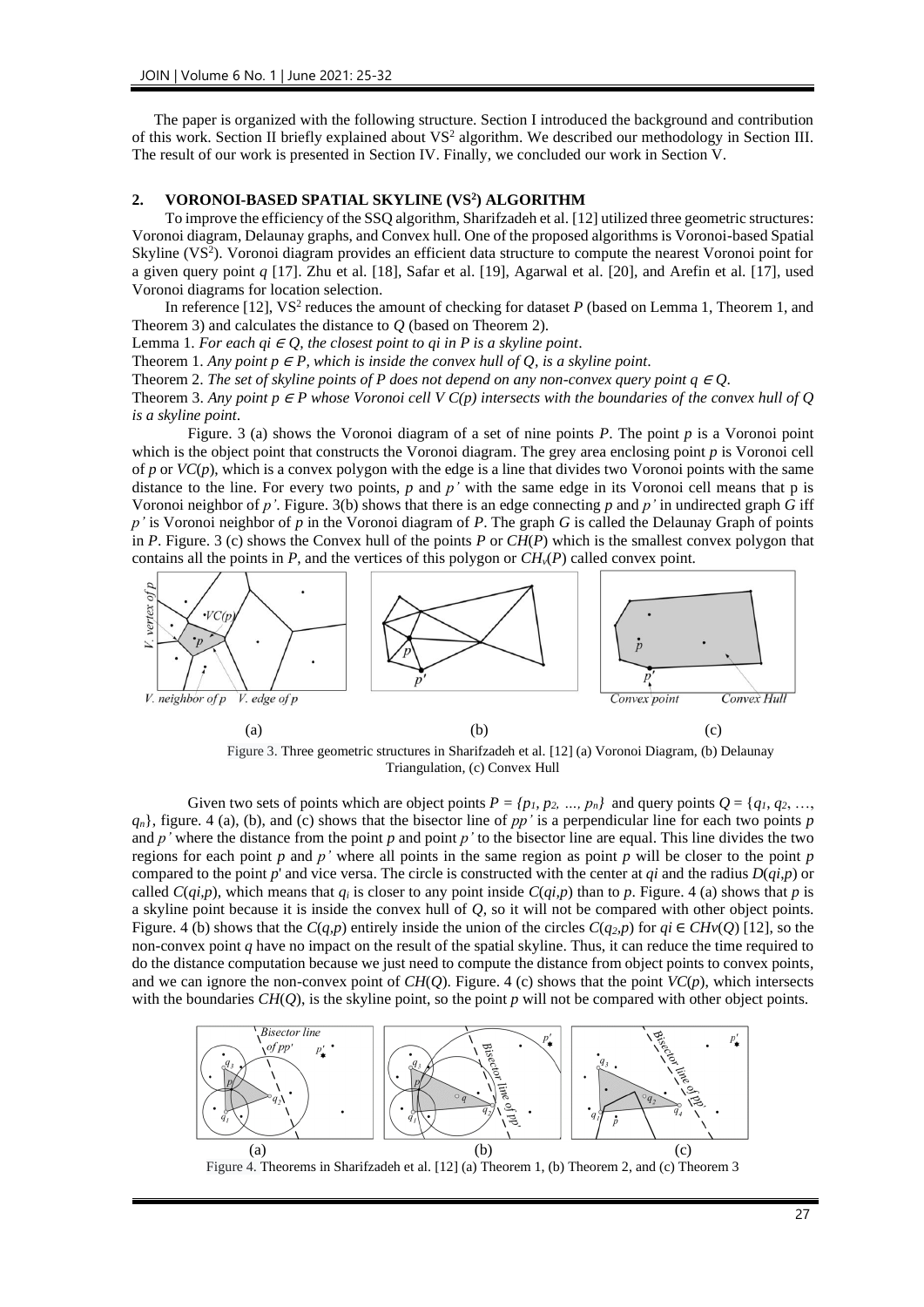The paper is organized with the following structure. Section I introduced the background and contribution of this work. Section II briefly explained about $VS^2$ algorithm. We described our methodology in Section III. The result of our work is presented in Section IV. Finally, we concluded our work in Section V.

## 2. VORONOI-BASED SPATIAL SKYLINE ($VS^2$) ALGORITHM

To improve the efficiency of the SSQ algorithm, Sharifzadeh et al. [12] utilized three geometric structures: Voronoi diagram, Delaunay graphs, and Convex hull. One of the proposed algorithms is Voronoi-based Spatial Skyline ($VS^2$). Voronoi diagram provides an efficient data structure to compute the nearest Voronoi point for a given query point $q$ [17]. Zhu et al. [18], Safar et al. [19], Agarwal et al. [20], and Arefin et al. [17], used Voronoi diagrams for location selection.

In reference [12], $VS^2$ reduces the amount of checking for dataset $P$ (based on Lemma 1, Theorem 1, and Theorem 3) and calculates the distance to $Q$ (based on Theorem 2).

Lemma 1. *For each $q_i \in Q$, the closest point to $q_i$ in $P$ is a skyline point*.

Theorem 1. *Any point $p \in P$, which is inside the convex hull of $Q$, is a skyline point*.

Theorem 2. *The set of skyline points of $P$ does not depend on any non-convex query point $q \in Q$*.

Theorem 3. *Any point $p \in P$ whose Voronoi cell $V\,C(p)$ intersects with the boundaries of the convex hull of $Q$ is a skyline point*.

Figure. 3 (a) shows the Voronoi diagram of a set of nine points $P$. The point $p$ is a Voronoi point which is the object point that constructs the Voronoi diagram. The grey area enclosing point $p$ is Voronoi cell of $p$ or $VC(p)$, which is a convex polygon with the edge is a line that divides two Voronoi points with the same distance to the line. For every two points, $p$ and $p'$ with the same edge in its Voronoi cell means that p is Voronoi neighbor of $p'$. Figure. 3(b) shows that there is an edge connecting $p$ and $p'$ in undirected graph $G$ iff $p'$ is Voronoi neighbor of $p$ in the Voronoi diagram of $P$. The graph $G$ is called the Delaunay Graph of points in $P$. Figure. 3 (c) shows the Convex hull of the points $P$ or $CH(P)$ which is the smallest convex polygon that contains all the points in $P$, and the vertices of this polygon or $CH_v(P)$ called convex point.

Figure 3. Three geometric structures in Sharifzadeh et al. [12] (a) Voronoi Diagram, (b) Delaunay Triangulation, (c) Convex Hull

Given two sets of points which are object points $P = \{p_1, p_2, \ldots, p_n\}$ and query points $Q = \{q_1, q_2, \ldots, q_n\}$, figure. 4 (a), (b), and (c) shows that the bisector line of $pp'$ is a perpendicular line for each two points $p$ and $p'$ where the distance from the point $p$ and point $p'$ to the bisector line are equal. This line divides the two regions for each point $p$ and $p'$ where all points in the same region as point $p$ will be closer to the point $p$ compared to the point $p'$ and vice versa. The circle is constructed with the center at $q_i$ and the radius $D(q_i,p)$ or called $C(q_i,p)$, which means that $q_i$ is closer to any point inside $C(q_i,p)$ than to $p$. Figure. 4 (a) shows that $p$ is a skyline point because it is inside the convex hull of $Q$, so it will not be compared with other object points. Figure. 4 (b) shows that the $C(q,p)$ entirely inside the union of the circles $C(q_2,p)$ for $q_i \in CHv(Q)$ [12], so the non-convex point $q$ have no impact on the result of the spatial skyline. Thus, it can reduce the time required to do the distance computation because we just need to compute the distance from object points to convex points, and we can ignore the non-convex point of $CH(Q)$. Figure. 4 (c) shows that the point $VC(p)$, which intersects with the boundaries $CH(Q)$, is the skyline point, so the point $p$ will not be compared with other object points.

Figure 4. Theorems in Sharifzadeh et al. [12] (a) Theorem 1, (b) Theorem 2, and (c) Theorem 3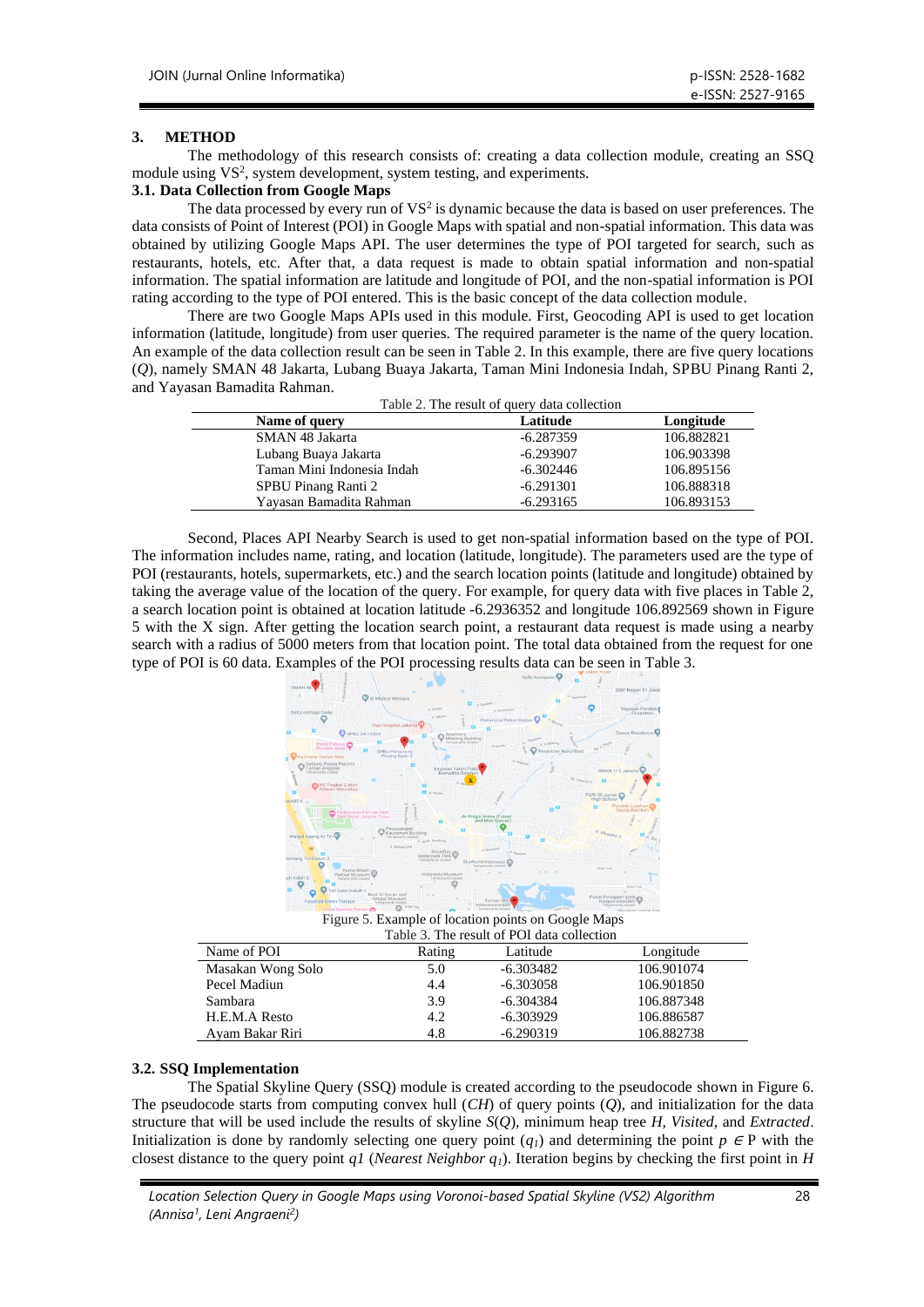## 3. METHOD

The methodology of this research consists of: creating a data collection module, creating an SSQ module using $VS^2$, system development, system testing, and experiments.

### 3.1. Data Collection from Google Maps

The data processed by every run of $VS^2$ is dynamic because the data is based on user preferences. The data consists of Point of Interest (POI) in Google Maps with spatial and non-spatial information. This data was obtained by utilizing Google Maps API. The user determines the type of POI targeted for search, such as restaurants, hotels, etc. After that, a data request is made to obtain spatial information and non-spatial information. The spatial information are latitude and longitude of POI, and the non-spatial information is POI rating according to the type of POI entered. This is the basic concept of the data collection module.

There are two Google Maps APIs used in this module. First, Geocoding API is used to get location information (latitude, longitude) from user queries. The required parameter is the name of the query location. An example of the data collection result can be seen in Table 2. In this example, there are five query locations (*Q*), namely SMAN 48 Jakarta, Lubang Buaya Jakarta, Taman Mini Indonesia Indah, SPBU Pinang Ranti 2, and Yayasan Bamadita Rahman.

Table 2. The result of query data collection

| Name of query | Latitude | Longitude |
|---|---|---|
| SMAN 48 Jakarta | -6.287359 | 106.882821 |
| Lubang Buaya Jakarta | -6.293907 | 106.903398 |
| Taman Mini Indonesia Indah | -6.302446 | 106.895156 |
| SPBU Pinang Ranti 2 | -6.291301 | 106.888318 |
| Yayasan Bamadita Rahman | -6.293165 | 106.893153 |

Second, Places API Nearby Search is used to get non-spatial information based on the type of POI. The information includes name, rating, and location (latitude, longitude). The parameters used are the type of POI (restaurants, hotels, supermarkets, etc.) and the search location points (latitude and longitude) obtained by taking the average value of the location of the query. For example, for query data with five places in Table 2, a search location point is obtained at location latitude -6.2936352 and longitude 106.892569 shown in Figure 5 with the X sign. After getting the location search point, a restaurant data request is made using a nearby search with a radius of 5000 meters from that location point. The total data obtained from the request for one type of POI is 60 data. Examples of the POI processing results data can be seen in Table 3.

Figure 5. Example of location points on Google Maps

Table 3. The result of POI data collection

| Name of POI | Rating | Latitude | Longitude |
|---|---|---|---|
| Masakan Wong Solo | 5.0 | -6.303482 | 106.901074 |
| Pecel Madiun | 4.4 | -6.303058 | 106.901850 |
| Sambara | 3.9 | -6.304384 | 106.887348 |
| H.E.M.A Resto | 4.2 | -6.303929 | 106.886587 |
| Ayam Bakar Riri | 4.8 | -6.290319 | 106.882738 |

### 3.2. SSQ Implementation

The Spatial Skyline Query (SSQ) module is created according to the pseudocode shown in Figure 6. The pseudocode starts from computing convex hull (*CH*) of query points (*Q*), and initialization for the data structure that will be used include the results of skyline *S*(*Q*), minimum heap tree *H*, *Visited*, and *Extracted*. Initialization is done by randomly selecting one query point ($q_1$) and determining the point $p \in P$ with the closest distance to the query point *q1* (*Nearest Neighbor* $q_1$). Iteration begins by checking the first point in *H*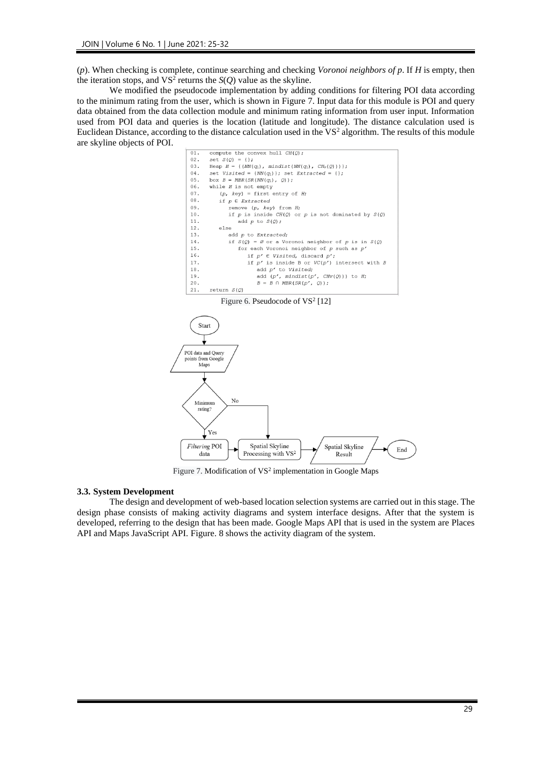($p$). When checking is complete, continue searching and checking *Voronoi neighbors of p*. If $H$ is empty, then the iteration stops, and $VS^2$ returns the $S(Q)$ value as the skyline.

We modified the pseudocode implementation by adding conditions for filtering POI data according to the minimum rating from the user, which is shown in Figure 7. Input data for this module is POI and query data obtained from the data collection module and minimum rating information from user input. Information used from POI data and queries is the location (latitude and longitude). The distance calculation used is Euclidean Distance, according to the distance calculation used in the $VS^2$ algorithm. The results of this module are skyline objects of POI.

```
01.  compute the convex hull CH(Q);
02.  set S(Q) = {};
03.  Heap H = {(NN(q1), mindist(NN(q1), CHv(Q)))};
04.  set Visited = {NN(q1)}; set Extracted = {};
05.  box B = MBR(SR(NN(q1), Q));
06.  while H is not empty
07.     (p, key) = first entry of H;
08.     if p ∈ Extracted
09.        remove (p, key) from H;
10.        if p is inside CH(Q) or p is not dominated by S(Q)
11.           add p to S(Q);
12.     else
13.        add p to Extracted;
14.        if S(Q) = Ø or a Voronoi neighbor of p is in S(Q)
15.           for each Voronoi neighbor of p such as p'
16.              if p' ∈ Visited, discard p';
17.              if p' is inside B or VC(p') intersect with B
18.                 add p' to Visited;
19.                 add (p', mindist(p', CHv(Q))) to H;
20.                 B = B ∩ MBR(SR(p', Q));
21.  return S(Q)
```

Figure 6. Pseudocode of $VS^2$ [12]

```
Start
  ↓
POI data and Query points from Google Maps
  ↓
Minimum rating? --No--> Spatial Skyline Processing with VS²
  ↓ Yes
Filtering POI data → Spatial Skyline Processing with VS² → Spatial Skyline Result → End
```

Figure 7. Modification of $VS^2$ implementation in Google Maps

### 3.3. System Development

The design and development of web-based location selection systems are carried out in this stage. The design phase consists of making activity diagrams and system interface designs. After that the system is developed, referring to the design that has been made. Google Maps API that is used in the system are Places API and Maps JavaScript API. Figure. 8 shows the activity diagram of the system.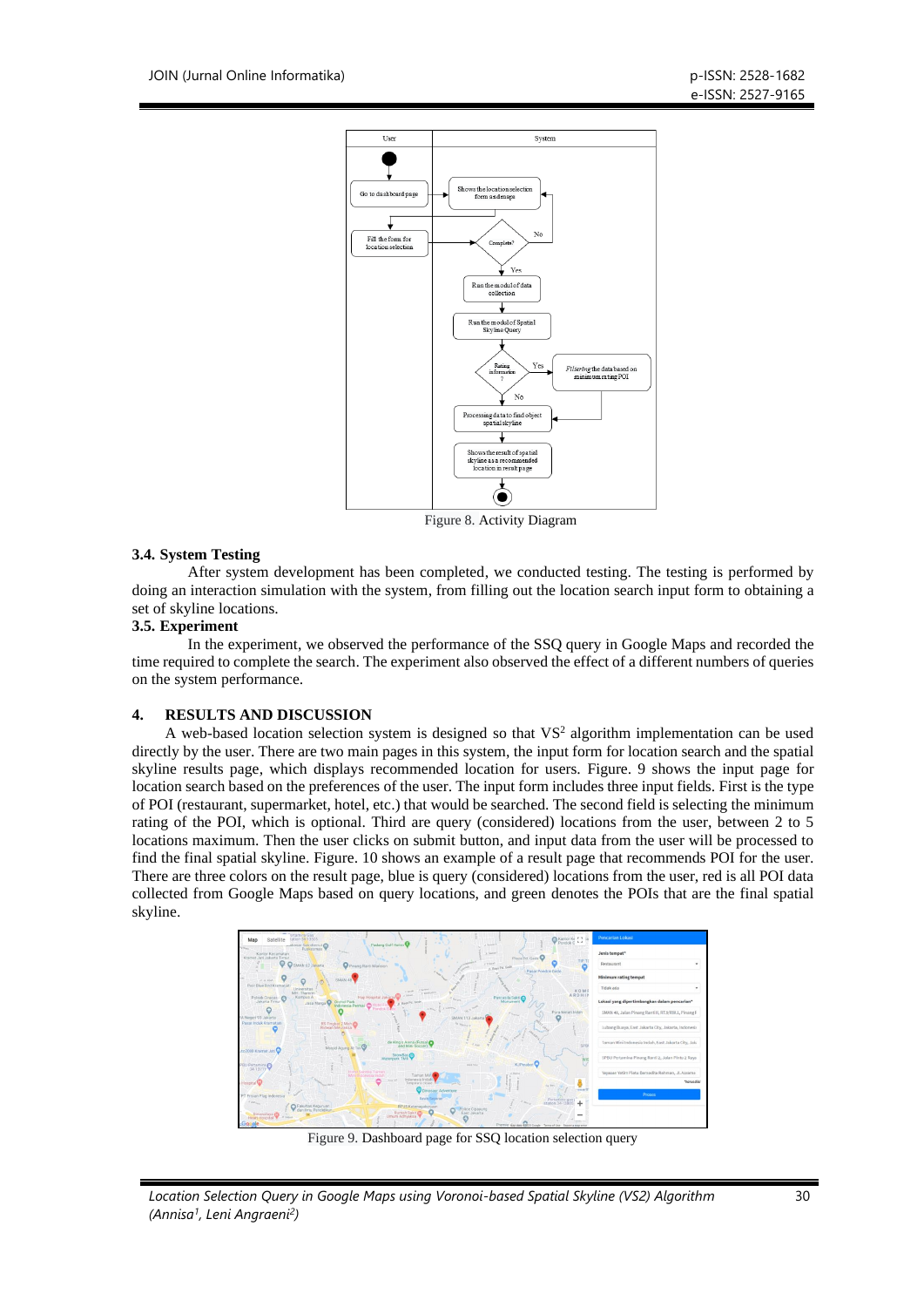Figure 8. Activity Diagram

### 3.4. System Testing

After system development has been completed, we conducted testing. The testing is performed by doing an interaction simulation with the system, from filling out the location search input form to obtaining a set of skyline locations.

### 3.5. Experiment

In the experiment, we observed the performance of the SSQ query in Google Maps and recorded the time required to complete the search. The experiment also observed the effect of a different numbers of queries on the system performance.

## 4. RESULTS AND DISCUSSION

A web-based location selection system is designed so that $VS^2$ algorithm implementation can be used directly by the user. There are two main pages in this system, the input form for location search and the spatial skyline results page, which displays recommended location for users. Figure. 9 shows the input page for location search based on the preferences of the user. The input form includes three input fields. First is the type of POI (restaurant, supermarket, hotel, etc.) that would be searched. The second field is selecting the minimum rating of the POI, which is optional. Third are query (considered) locations from the user, between 2 to 5 locations maximum. Then the user clicks on submit button, and input data from the user will be processed to find the final spatial skyline. Figure. 10 shows an example of a result page that recommends POI for the user. There are three colors on the result page, blue is query (considered) locations from the user, red is all POI data collected from Google Maps based on query locations, and green denotes the POIs that are the final spatial skyline.

Figure 9. Dashboard page for SSQ location selection query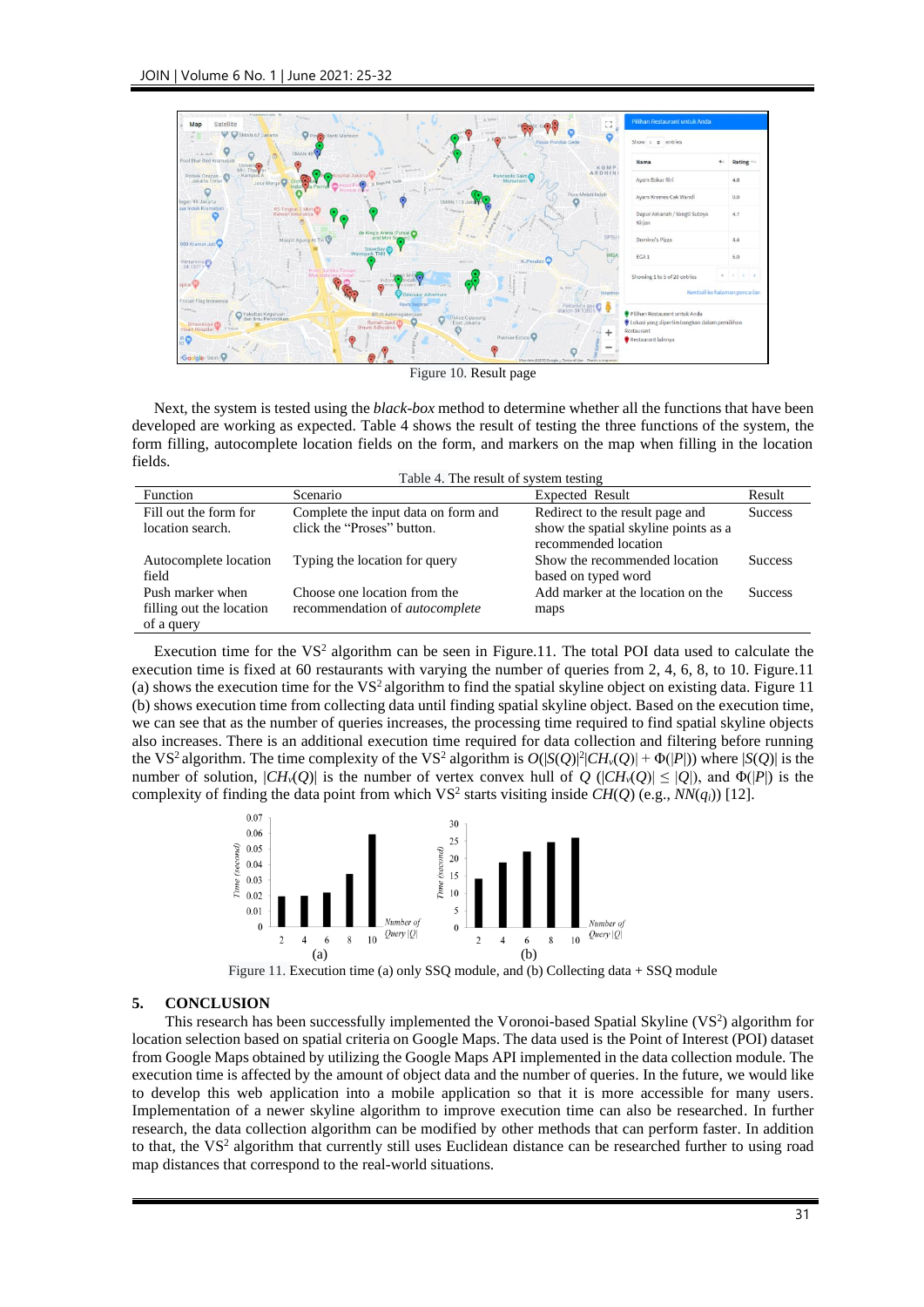Figure 10. Result page

Next, the system is tested using the *black-box* method to determine whether all the functions that have been developed are working as expected. Table 4 shows the result of testing the three functions of the system, the form filling, autocomplete location fields on the form, and markers on the map when filling in the location fields.

Table 4. The result of system testing

| Function | Scenario | Expected Result | Result |
|---|---|---|---|
| Fill out the form for location search. | Complete the input data on form and click the "Proses" button. | Redirect to the result page and show the spatial skyline points as a recommended location | Success |
| Autocomplete location field | Typing the location for query | Show the recommended location based on typed word | Success |
| Push marker when filling out the location of a query | Choose one location from the recommendation of *autocomplete* | Add marker at the location on the maps | Success |

Execution time for the VS[2] algorithm can be seen in Figure.11. The total POI data used to calculate the execution time is fixed at 60 restaurants with varying the number of queries from 2, 4, 6, 8, to 10. Figure.11 (a) shows the execution time for the VS[2] algorithm to find the spatial skyline object on existing data. Figure 11 (b) shows execution time from collecting data until finding spatial skyline object. Based on the execution time, we can see that as the number of queries increases, the processing time required to find spatial skyline objects also increases. There is an additional execution time required for data collection and filtering before running the VS[2] algorithm. The time complexity of the VS[2] algorithm is $O(|S(Q)|^2|CH_v(Q)| + \Phi(|P|))$ where $|S(Q)|$ is the number of solution, $|CH_v(Q)|$ is the number of vertex convex hull of $Q$ ($|CH_v(Q)| \leq |Q|$), and $\Phi(|P|)$ is the complexity of finding the data point from which VS[2] starts visiting inside $CH(Q)$ (e.g., $NN(q_i)$) [12].

Figure 11. Execution time (a) only SSQ module, and (b) Collecting data + SSQ module

## 5. CONCLUSION

This research has been successfully implemented the Voronoi-based Spatial Skyline (VS[2]) algorithm for location selection based on spatial criteria on Google Maps. The data used is the Point of Interest (POI) dataset from Google Maps obtained by utilizing the Google Maps API implemented in the data collection module. The execution time is affected by the amount of object data and the number of queries. In the future, we would like to develop this web application into a mobile application so that it is more accessible for many users. Implementation of a newer skyline algorithm to improve execution time can also be researched. In further research, the data collection algorithm can be modified by other methods that can perform faster. In addition to that, the VS[2] algorithm that currently still uses Euclidean distance can be researched further to using road map distances that correspond to the real-world situations.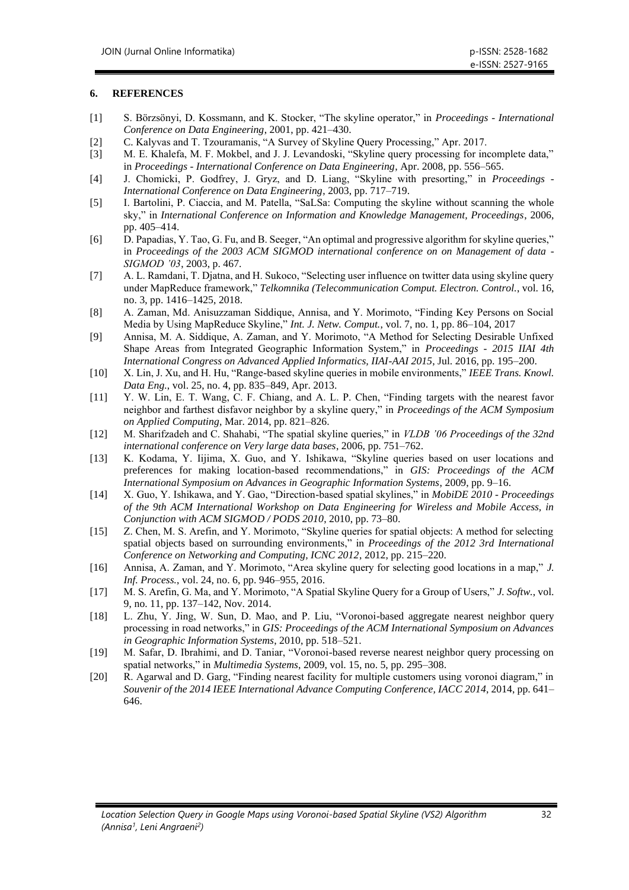## 6. REFERENCES

[1] S. Börzsönyi, D. Kossmann, and K. Stocker, "The skyline operator," in *Proceedings - International Conference on Data Engineering*, 2001, pp. 421–430.

[2] C. Kalyvas and T. Tzouramanis, "A Survey of Skyline Query Processing," Apr. 2017.

[3] M. E. Khalefa, M. F. Mokbel, and J. J. Levandoski, "Skyline query processing for incomplete data," in *Proceedings - International Conference on Data Engineering*, Apr. 2008, pp. 556–565.

[4] J. Chomicki, P. Godfrey, J. Gryz, and D. Liang, "Skyline with presorting," in *Proceedings - International Conference on Data Engineering*, 2003, pp. 717–719.

[5] I. Bartolini, P. Ciaccia, and M. Patella, "SaLSa: Computing the skyline without scanning the whole sky," in *International Conference on Information and Knowledge Management, Proceedings*, 2006, pp. 405–414.

[6] D. Papadias, Y. Tao, G. Fu, and B. Seeger, "An optimal and progressive algorithm for skyline queries," in *Proceedings of the 2003 ACM SIGMOD international conference on on Management of data - SIGMOD '03*, 2003, p. 467.

[7] A. L. Ramdani, T. Djatna, and H. Sukoco, "Selecting user influence on twitter data using skyline query under MapReduce framework," *Telkomnika (Telecommunication Comput. Electron. Control.*, vol. 16, no. 3, pp. 1416–1425, 2018.

[8] A. Zaman, Md. Anisuzzaman Siddique, Annisa, and Y. Morimoto, "Finding Key Persons on Social Media by Using MapReduce Skyline," *Int. J. Netw. Comput.*, vol. 7, no. 1, pp. 86–104, 2017

[9] Annisa, M. A. Siddique, A. Zaman, and Y. Morimoto, "A Method for Selecting Desirable Unfixed Shape Areas from Integrated Geographic Information System," in *Proceedings - 2015 IIAI 4th International Congress on Advanced Applied Informatics, IIAI-AAI 2015*, Jul. 2016, pp. 195–200.

[10] X. Lin, J. Xu, and H. Hu, "Range-based skyline queries in mobile environments," *IEEE Trans. Knowl. Data Eng.*, vol. 25, no. 4, pp. 835–849, Apr. 2013.

[11] Y. W. Lin, E. T. Wang, C. F. Chiang, and A. L. P. Chen, "Finding targets with the nearest favor neighbor and farthest disfavor neighbor by a skyline query," in *Proceedings of the ACM Symposium on Applied Computing*, Mar. 2014, pp. 821–826.

[12] M. Sharifzadeh and C. Shahabi, "The spatial skyline queries," in *VLDB '06 Proceedings of the 32nd international conference on Very large data bases*, 2006, pp. 751–762.

[13] K. Kodama, Y. Iijima, X. Guo, and Y. Ishikawa, "Skyline queries based on user locations and preferences for making location-based recommendations," in *GIS: Proceedings of the ACM International Symposium on Advances in Geographic Information Systems*, 2009, pp. 9–16.

[14] X. Guo, Y. Ishikawa, and Y. Gao, "Direction-based spatial skylines," in *MobiDE 2010 - Proceedings of the 9th ACM International Workshop on Data Engineering for Wireless and Mobile Access, in Conjunction with ACM SIGMOD / PODS 2010*, 2010, pp. 73–80.

[15] Z. Chen, M. S. Arefin, and Y. Morimoto, "Skyline queries for spatial objects: A method for selecting spatial objects based on surrounding environments," in *Proceedings of the 2012 3rd International Conference on Networking and Computing, ICNC 2012*, 2012, pp. 215–220.

[16] Annisa, A. Zaman, and Y. Morimoto, "Area skyline query for selecting good locations in a map," *J. Inf. Process.*, vol. 24, no. 6, pp. 946–955, 2016.

[17] M. S. Arefin, G. Ma, and Y. Morimoto, "A Spatial Skyline Query for a Group of Users," *J. Softw.*, vol. 9, no. 11, pp. 137–142, Nov. 2014.

[18] L. Zhu, Y. Jing, W. Sun, D. Mao, and P. Liu, "Voronoi-based aggregate nearest neighbor query processing in road networks," in *GIS: Proceedings of the ACM International Symposium on Advances in Geographic Information Systems*, 2010, pp. 518–521.

[19] M. Safar, D. Ibrahimi, and D. Taniar, "Voronoi-based reverse nearest neighbor query processing on spatial networks," in *Multimedia Systems*, 2009, vol. 15, no. 5, pp. 295–308.

[20] R. Agarwal and D. Garg, "Finding nearest facility for multiple customers using voronoi diagram," in *Souvenir of the 2014 IEEE International Advance Computing Conference, IACC 2014*, 2014, pp. 641–646.